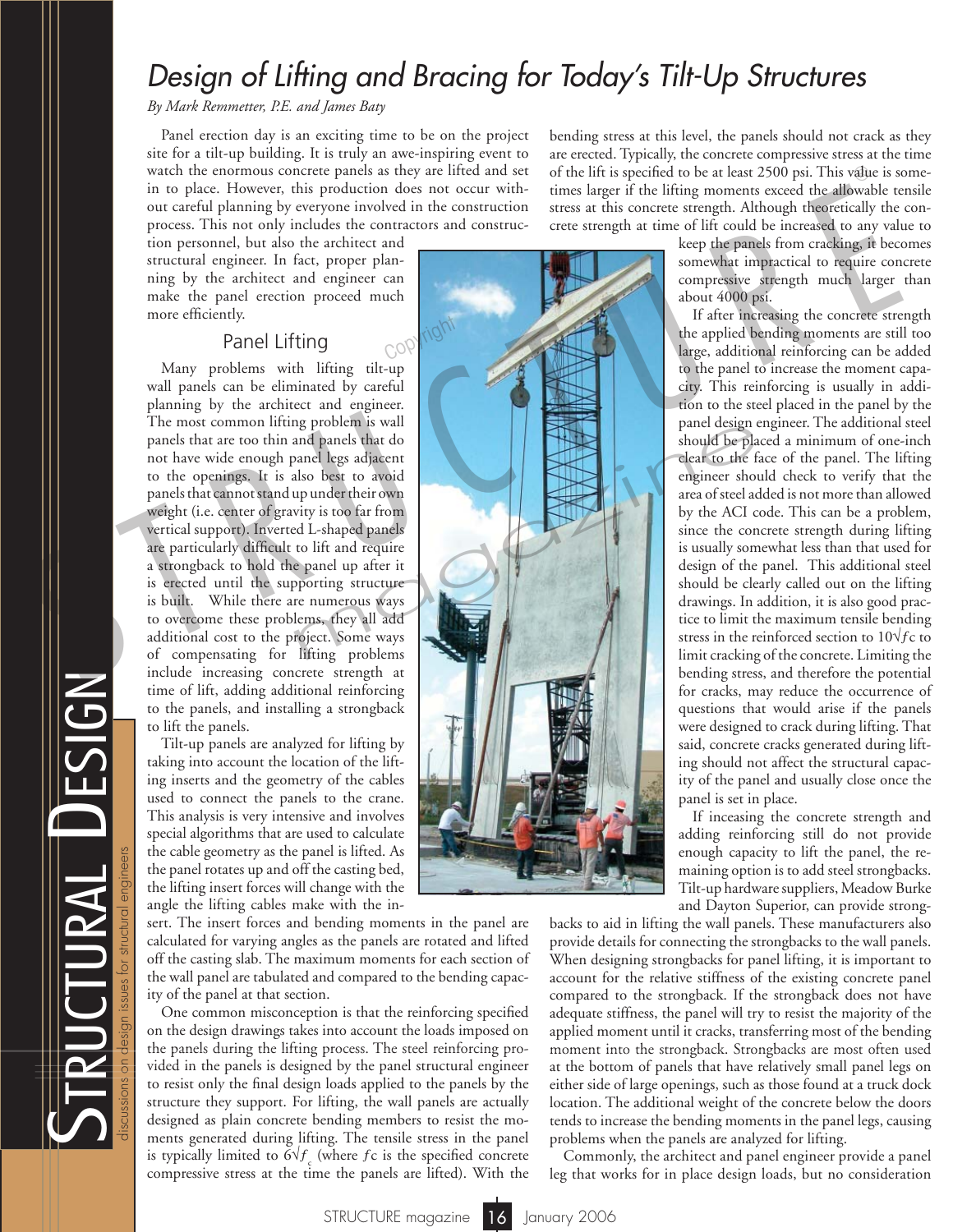# Design of Lifting and Bracing for Today's Tilt-Up Structures

*By Mark Remmetter, P.E. and James Baty*

Panel erection day is an exciting time to be on the project site for a tilt-up building. It is truly an awe-inspiring event to watch the enormous concrete panels as they are lifted and set in to place. However, this production does not occur without careful planning by everyone involved in the construction process. This not only includes the contractors and construction personnel, but also the architect and structural engineer. In fact, proper planning by the architect and engineer can make the panel erection proceed much more efficiently.

## Panel Lifting

Many problems with lifting tilt-up wall panels can be eliminated by careful planning by the architect and engineer. The most common lifting problem is wall panels that are too thin and panels that do not have wide enough panel legs adjacent to the openings. It is also best to avoid panels that cannot stand up under their own weight (i.e. center of gravity is too far from vertical support). Inverted L-shaped panels are particularly difficult to lift and require a strongback to hold the panel up after it is erected until the supporting structure is built. While there are numerous ways to overcome these problems, they all add additional cost to the project. Some ways of compensating for lifting problems include increasing concrete strength at time of lift, adding additional reinforcing to the panels, and installing a strongback to lift the panels.

Tilt-up panels are analyzed for lifting by taking into account the location of the lifting inserts and the geometry of the cables used to connect the panels to the crane. This analysis is very intensive and involves special algorithms that are used to calculate the cable geometry as the panel is lifted. As the panel rotates up and off the casting bed, the lifting insert forces will change with the angle the lifting cables make with the insert. The insert forces and bending moments in the panel are calculated for varying angles as the panels are rotated and lifted off the casting slab. The maximum moments for each section of the wall panel are tabulated and compared to the bending capacity of the panel at that section.

One common misconception is that the reinforcing specified on the design drawings takes into account the loads imposed on the panels during the lifting process. The steel reinforcing provided in the panels is designed by the panel structural engineer to resist only the final design loads applied to the panels by the structure they support. For lifting, the wall panels are actually designed as plain concrete bending members to resist the moments generated during lifting. The tensile stress in the panel is typically limited to $6\sqrt{f_c}$ (where $fc$ is the specified concrete compressive stress at the time the panels are lifted). With the bending stress at this level, the panels should not crack as they are erected. Typically, the concrete compressive stress at the time of the lift is specified to be at least 2500 psi. This value is sometimes larger if the lifting moments exceed the allowable tensile stress at this concrete strength. Although theoretically the concrete strength at time of lift could be increased to any value to keep the panels from cracking, it becomes somewhat impractical to require concrete compressive strength much larger than about 4000 psi.

If after increasing the concrete strength the applied bending moments are still too large, additional reinforcing can be added to the panel to increase the moment capacity. This reinforcing is usually in addition to the steel placed in the panel by the panel design engineer. The additional steel should be placed a minimum of one-inch clear to the face of the panel. The lifting engineer should check to verify that the area of steel added is not more than allowed by the ACI code. This can be a problem, since the concrete strength during lifting is usually somewhat less than that used for design of the panel. This additional steel should be clearly called out on the lifting drawings. In addition, it is also good practice to limit the maximum tensile bending stress in the reinforced section to $10\sqrt{fc}$ to limit cracking of the concrete. Limiting the bending stress, and therefore the potential for cracks, may reduce the occurrence of questions that would arise if the panels were designed to crack during lifting. That said, concrete cracks generated during lifting should not affect the structural capacity of the panel and usually close once the panel is set in place.

If inceasing the concrete strength and adding reinforcing still do not provide enough capacity to lift the panel, the remaining option is to add steel strongbacks. Tilt-up hardware suppliers, Meadow Burke and Dayton Superior, can provide strongbacks to aid in lifting the wall panels. These manufacturers also provide details for connecting the strongbacks to the wall panels. When designing strongbacks for panel lifting, it is important to account for the relative stiffness of the existing concrete panel compared to the strongback. If the strongback does not have adequate stiffness, the panel will try to resist the majority of the applied moment until it cracks, transferring most of the bending moment into the strongback. Strongbacks are most often used at the bottom of panels that have relatively small panel legs on either side of large openings, such as those found at a truck dock location. The additional weight of the concrete below the doors tends to increase the bending moments in the panel legs, causing problems when the panels are analyzed for lifting.

Commonly, the architect and panel engineer provide a panel leg that works for in place design loads, but no consideration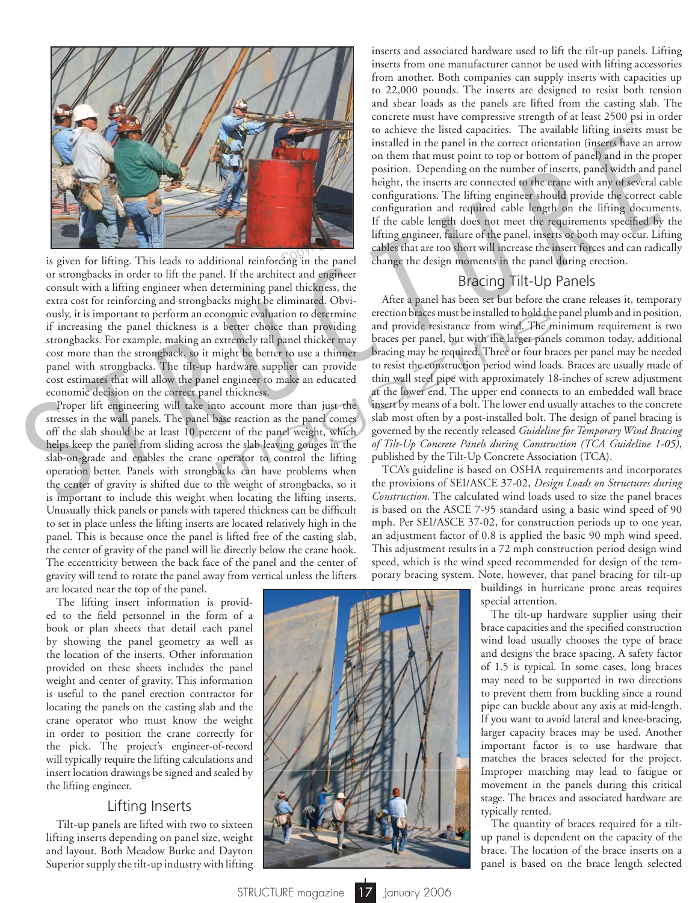is given for lifting. This leads to additional reinforcing in the panel or strongbacks in order to lift the panel. If the architect and engineer consult with a lifting engineer when determining panel thickness, the extra cost for reinforcing and strongbacks might be eliminated. Obviously, it is important to perform an economic evaluation to determine if increasing the panel thickness is a better choice than providing strongbacks. For example, making an extremely tall panel thicker may cost more than the strongback, so it might be better to use a thinner panel with strongbacks. The tilt-up hardware supplier can provide cost estimates that will allow the panel engineer to make an educated economic decision on the correct panel thickness.

Proper lift engineering will take into account more than just the stresses in the wall panels. The panel base reaction as the panel comes off the slab should be at least 10 percent of the panel weight, which helps keep the panel from sliding across the slab leaving gouges in the slab-on-grade and enables the crane operator to control the lifting operation better. Panels with strongbacks can have problems when the center of gravity is shifted due to the weight of strongbacks, so it is important to include this weight when locating the lifting inserts. Unusually thick panels or panels with tapered thickness can be difficult to set in place unless the lifting inserts are located relatively high in the panel. This is because once the panel is lifted free of the casting slab, the center of gravity of the panel will lie directly below the crane hook. The eccentricity between the back face of the panel and the center of gravity will tend to rotate the panel away from vertical unless the lifters are located near the top of the panel.

The lifting insert information is provided to the field personnel in the form of a book or plan sheets that detail each panel by showing the panel geometry as well as the location of the inserts. Other information provided on these sheets includes the panel weight and center of gravity. This information is useful to the panel erection contractor for locating the panels on the casting slab and the crane operator who must know the weight in order to position the crane correctly for the pick. The project's engineer-of-record will typically require the lifting calculations and insert location drawings be signed and sealed by the lifting engineer.

## Lifting Inserts

Tilt-up panels are lifted with two to sixteen lifting inserts depending on panel size, weight and layout. Both Meadow Burke and Dayton Superior supply the tilt-up industry with lifting inserts and associated hardware used to lift the tilt-up panels. Lifting inserts from one manufacturer cannot be used with lifting accessories from another. Both companies can supply inserts with capacities up to 22,000 pounds. The inserts are designed to resist both tension and shear loads as the panels are lifted from the casting slab. The concrete must have compressive strength of at least 2500 psi in order to achieve the listed capacities. The available lifting inserts must be installed in the panel in the correct orientation (inserts have an arrow on them that must point to top or bottom of panel) and in the proper position. Depending on the number of inserts, panel width and panel height, the inserts are connected to the crane with any of several cable configurations. The lifting engineer should provide the correct cable configuration and required cable length on the lifting documents. If the cable length does not meet the requirements specified by the lifting engineer, failure of the panel, inserts or both may occur. Lifting cables that are too short will increase the insert forces and can radically change the design moments in the panel during erection.

## Bracing Tilt-Up Panels

After a panel has been set but before the crane releases it, temporary erection braces must be installed to hold the panel plumb and in position, and provide resistance from wind. The minimum requirement is two braces per panel, but with the larger panels common today, additional bracing may be required. Three or four braces per panel may be needed to resist the construction period wind loads. Braces are usually made of thin wall steel pipe with approximately 18-inches of screw adjustment at the lower end. The upper end connects to an embedded wall brace insert by means of a bolt. The lower end usually attaches to the concrete slab most often by a post-installed bolt. The design of panel bracing is governed by the recently released *Guideline for Temporary Wind Bracing of Tilt-Up Concrete Panels during Construction (TCA Guideline 1-05)*, published by the Tilt-Up Concrete Association (TCA).

TCA's guideline is based on OSHA requirements and incorporates the provisions of SEI/ASCE 37-02, *Design Loads on Structures during Construction*. The calculated wind loads used to size the panel braces is based on the ASCE 7-95 standard using a basic wind speed of 90 mph. Per SEI/ASCE 37-02, for construction periods up to one year, an adjustment factor of 0.8 is applied the basic 90 mph wind speed. This adjustment results in a 72 mph construction period design wind speed, which is the wind speed recommended for design of the temporary bracing system. Note, however, that panel bracing for tilt-up buildings in hurricane prone areas requires special attention.

The tilt-up hardware supplier using their brace capacities and the specified construction wind load usually chooses the type of brace and designs the brace spacing. A safety factor of 1.5 is typical. In some cases, long braces may need to be supported in two directions to prevent them from buckling since a round pipe can buckle about any axis at mid-length. If you want to avoid lateral and knee-bracing, larger capacity braces may be used. Another important factor is to use hardware that matches the braces selected for the project. Improper matching may lead to fatigue or movement in the panels during this critical stage. The braces and associated hardware are typically rented.

The quantity of braces required for a tilt-up panel is dependent on the capacity of the brace. The location of the brace inserts on a panel is based on the brace length selected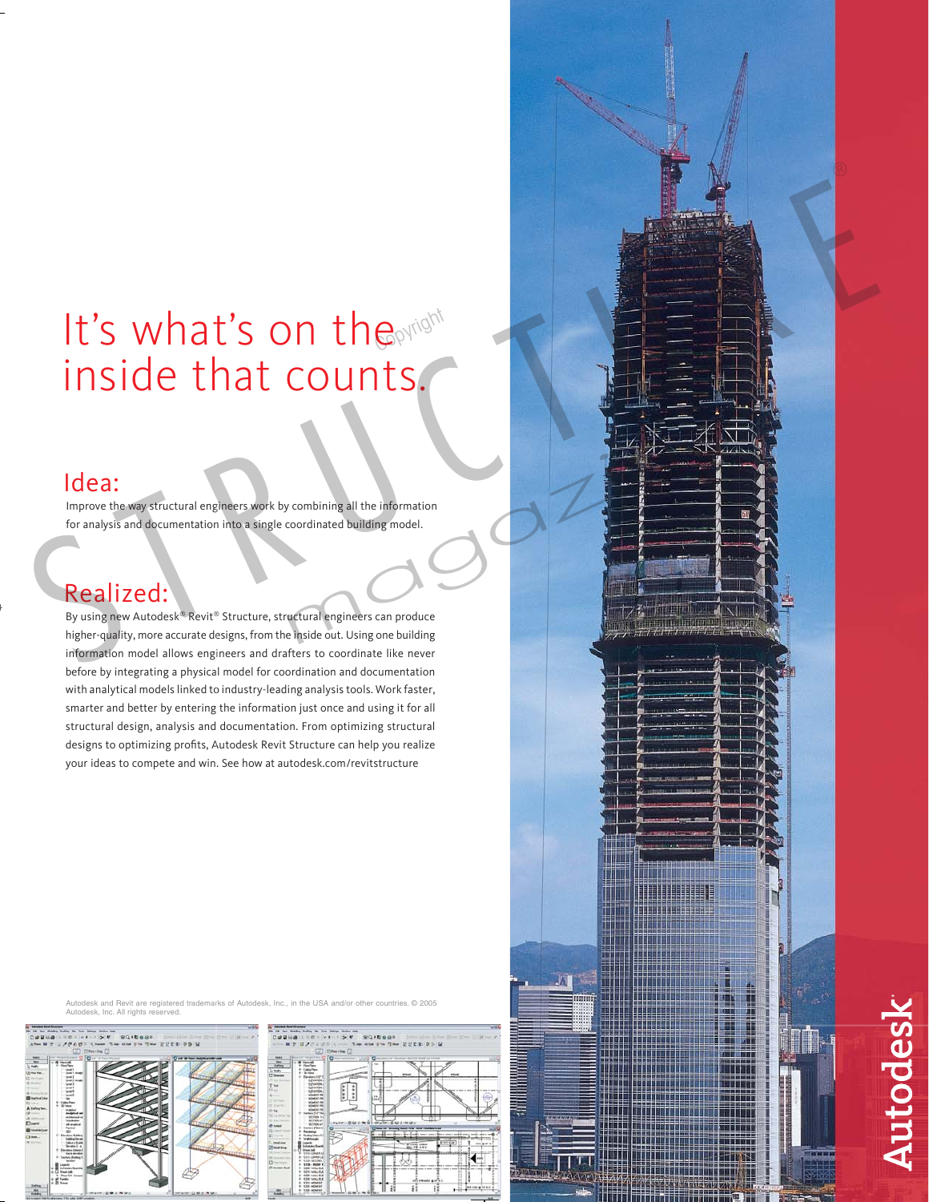# It's what's on the inside that counts.

## Idea:

Improve the way structural engineers work by combining all the information for analysis and documentation into a single coordinated building model.

## Realized:

By using new Autodesk® Revit® Structure, structural engineers can produce higher-quality, more accurate designs, from the inside out. Using one building information model allows engineers and drafters to coordinate like never before by integrating a physical model for coordination and documentation with analytical models linked to industry-leading analysis tools. Work faster, smarter and better by entering the information just once and using it for all structural design, analysis and documentation. From optimizing structural designs to optimizing profits, Autodesk Revit Structure can help you realize your ideas to compete and win. See how at autodesk.com/revitstructure

Autodesk and Revit are registered trademarks of Autodesk, Inc., in the USA and/or other countries. © 2005 Autodesk, Inc. All rights reserved.

Autodesk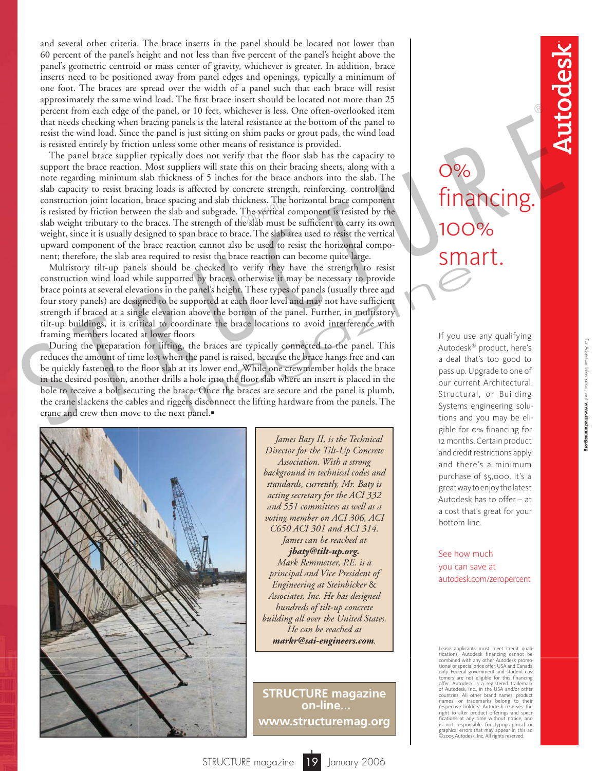and several other criteria. The brace inserts in the panel should be located not lower than 60 percent of the panel's height and not less than five percent of the panel's height above the panel's geometric centroid or mass center of gravity, whichever is greater. In addition, brace inserts need to be positioned away from panel edges and openings, typically a minimum of one foot. The braces are spread over the width of a panel such that each brace will resist approximately the same wind load. The first brace insert should be located not more than 25 percent from each edge of the panel, or 10 feet, whichever is less. One often-overlooked item that needs checking when bracing panels is the lateral resistance at the bottom of the panel to resist the wind load. Since the panel is just sitting on shim packs or grout pads, the wind load is resisted entirely by friction unless some other means of resistance is provided.

The panel brace supplier typically does not verify that the floor slab has the capacity to support the brace reaction. Most suppliers will state this on their bracing sheets, along with a note regarding minimum slab thickness of 5 inches for the brace anchors into the slab. The slab capacity to resist bracing loads is affected by concrete strength, reinforcing, control and construction joint location, brace spacing and slab thickness. The horizontal brace component is resisted by friction between the slab and subgrade. The vertical component is resisted by the slab weight tributary to the braces. The strength of the slab must be sufficient to carry its own weight, since it is usually designed to span brace to brace. The slab area used to resist the vertical upward component of the brace reaction cannot also be used to resist the horizontal component; therefore, the slab area required to resist the brace reaction can become quite large.

Multistory tilt-up panels should be checked to verify they have the strength to resist construction wind load while supported by braces, otherwise it may be necessary to provide brace points at several elevations in the panel's height. These types of panels (usually three and four story panels) are designed to be supported at each floor level and may not have sufficient strength if braced at a single elevation above the bottom of the panel. Further, in multistory tilt-up buildings, it is critical to coordinate the brace locations to avoid interference with framing members located at lower floors

During the preparation for lifting, the braces are typically connected to the panel. This reduces the amount of time lost when the panel is raised, because the brace hangs free and can be quickly fastened to the floor slab at its lower end. While one crewmember holds the brace in the desired position, another drills a hole into the floor slab where an insert is placed in the hole to receive a bolt securing the brace. Once the braces are secure and the panel is plumb, the crane slackens the cables and riggers disconnect the lifting hardware from the panels. The crane and crew then move to the next panel.▪

*James Baty II, is the Technical Director for the Tilt-Up Concrete Association. With a strong background in technical codes and standards, currently, Mr. Baty is acting secretary for the ACI 332 and 551 committees as well as a voting member on ACI 306, ACI C650 ACI 301 and ACI 314. James can be reached at* ***jbaty@tilt-up.org.***

*Mark Remmetter, P.E. is a principal and Vice President of Engineering at Steinbicker & Associates, Inc. He has designed hundreds of tilt-up concrete building all over the United States. He can be reached at* ***markr@sai-engineers.com****.*

**STRUCTURE magazine on-line...**
**www.structuremag.org**

---

**Autodesk®**

0% financing.
100% smart.

If you use any qualifying Autodesk® product, here's a deal that's too good to pass up. Upgrade to one of our current Architectural, Structural, or Building Systems engineering solutions and you may be eligible for 0% financing for 12 months. Certain product and credit restrictions apply, and there's a minimum purchase of $5,000. It's a great way to enjoy the latest Autodesk has to offer – at a cost that's great for your bottom line.

See how much you can save at autodesk.com/zeropercent

Lease applicants must meet credit qualifications. Autodesk financing cannot be combined with any other Autodesk promotional or special price offer. USA and Canada only. Federal government and student customers are not eligible for this financing offer. Autodesk is a registered trademark of Autodesk, Inc., in the USA and/or other countries. All other brand names, product names, or trademarks belong to their respective holders. Autodesk reserves the right to alter product offerings and specifications at any time without notice, and is not responsible for typographical or graphical errors that may appear in this ad. ©2005 Autodesk, Inc. All rights reserved.

For Advertiser Information, visit www.structuremag.org